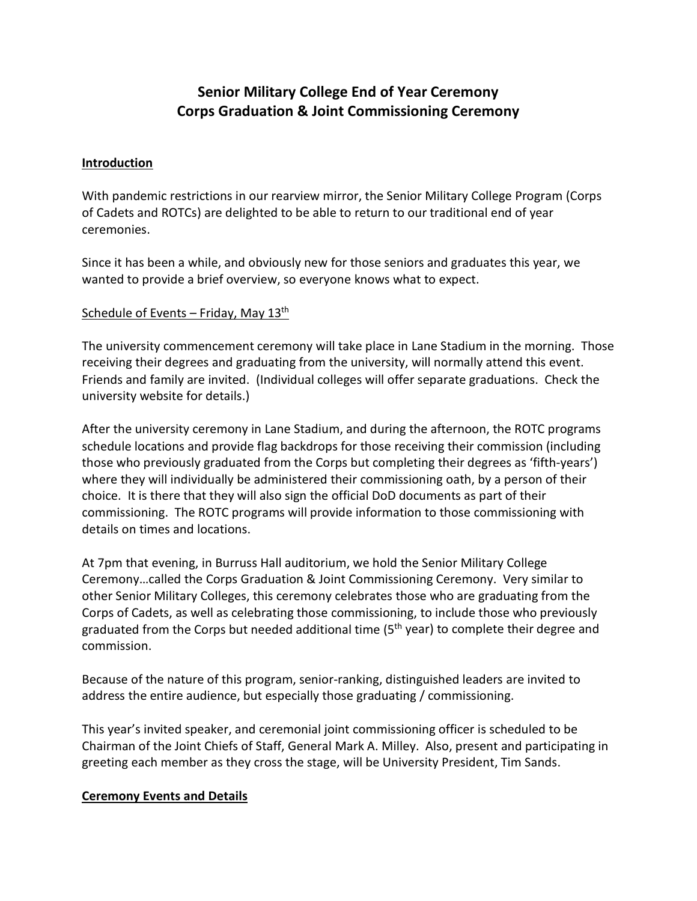# Senior Military College End of Year Ceremony
# Corps Graduation & Joint Commissioning Ceremony

## Introduction

With pandemic restrictions in our rearview mirror, the Senior Military College Program (Corps of Cadets and ROTCs) are delighted to be able to return to our traditional end of year ceremonies.

Since it has been a while, and obviously new for those seniors and graduates this year, we wanted to provide a brief overview, so everyone knows what to expect.

### Schedule of Events – Friday, May 13th

The university commencement ceremony will take place in Lane Stadium in the morning. Those receiving their degrees and graduating from the university, will normally attend this event. Friends and family are invited. (Individual colleges will offer separate graduations. Check the university website for details.)

After the university ceremony in Lane Stadium, and during the afternoon, the ROTC programs schedule locations and provide flag backdrops for those receiving their commission (including those who previously graduated from the Corps but completing their degrees as 'fifth-years') where they will individually be administered their commissioning oath, by a person of their choice. It is there that they will also sign the official DoD documents as part of their commissioning. The ROTC programs will provide information to those commissioning with details on times and locations.

At 7pm that evening, in Burruss Hall auditorium, we hold the Senior Military College Ceremony…called the Corps Graduation & Joint Commissioning Ceremony. Very similar to other Senior Military Colleges, this ceremony celebrates those who are graduating from the Corps of Cadets, as well as celebrating those commissioning, to include those who previously graduated from the Corps but needed additional time (5th year) to complete their degree and commission.

Because of the nature of this program, senior-ranking, distinguished leaders are invited to address the entire audience, but especially those graduating / commissioning.

This year's invited speaker, and ceremonial joint commissioning officer is scheduled to be Chairman of the Joint Chiefs of Staff, General Mark A. Milley. Also, present and participating in greeting each member as they cross the stage, will be University President, Tim Sands.

## Ceremony Events and Details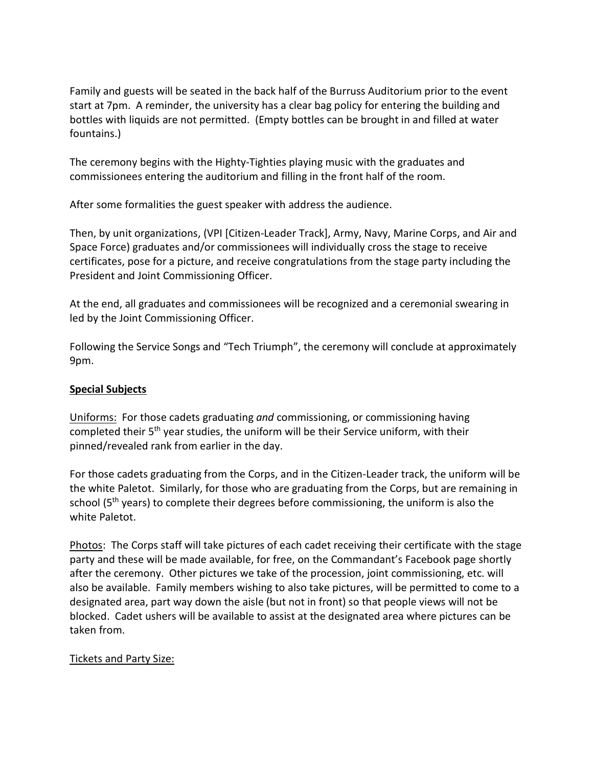Family and guests will be seated in the back half of the Burruss Auditorium prior to the event start at 7pm. A reminder, the university has a clear bag policy for entering the building and bottles with liquids are not permitted. (Empty bottles can be brought in and filled at water fountains.)

The ceremony begins with the Highty-Tighties playing music with the graduates and commissionees entering the auditorium and filling in the front half of the room.

After some formalities the guest speaker with address the audience.

Then, by unit organizations, (VPI [Citizen-Leader Track], Army, Navy, Marine Corps, and Air and Space Force) graduates and/or commissionees will individually cross the stage to receive certificates, pose for a picture, and receive congratulations from the stage party including the President and Joint Commissioning Officer.

At the end, all graduates and commissionees will be recognized and a ceremonial swearing in led by the Joint Commissioning Officer.

Following the Service Songs and "Tech Triumph", the ceremony will conclude at approximately 9pm.

**Special Subjects**

Uniforms: For those cadets graduating *and* commissioning, or commissioning having completed their 5th year studies, the uniform will be their Service uniform, with their pinned/revealed rank from earlier in the day.

For those cadets graduating from the Corps, and in the Citizen-Leader track, the uniform will be the white Paletot. Similarly, for those who are graduating from the Corps, but are remaining in school (5th years) to complete their degrees before commissioning, the uniform is also the white Paletot.

Photos: The Corps staff will take pictures of each cadet receiving their certificate with the stage party and these will be made available, for free, on the Commandant's Facebook page shortly after the ceremony. Other pictures we take of the procession, joint commissioning, etc. will also be available. Family members wishing to also take pictures, will be permitted to come to a designated area, part way down the aisle (but not in front) so that people views will not be blocked. Cadet ushers will be available to assist at the designated area where pictures can be taken from.

Tickets and Party Size: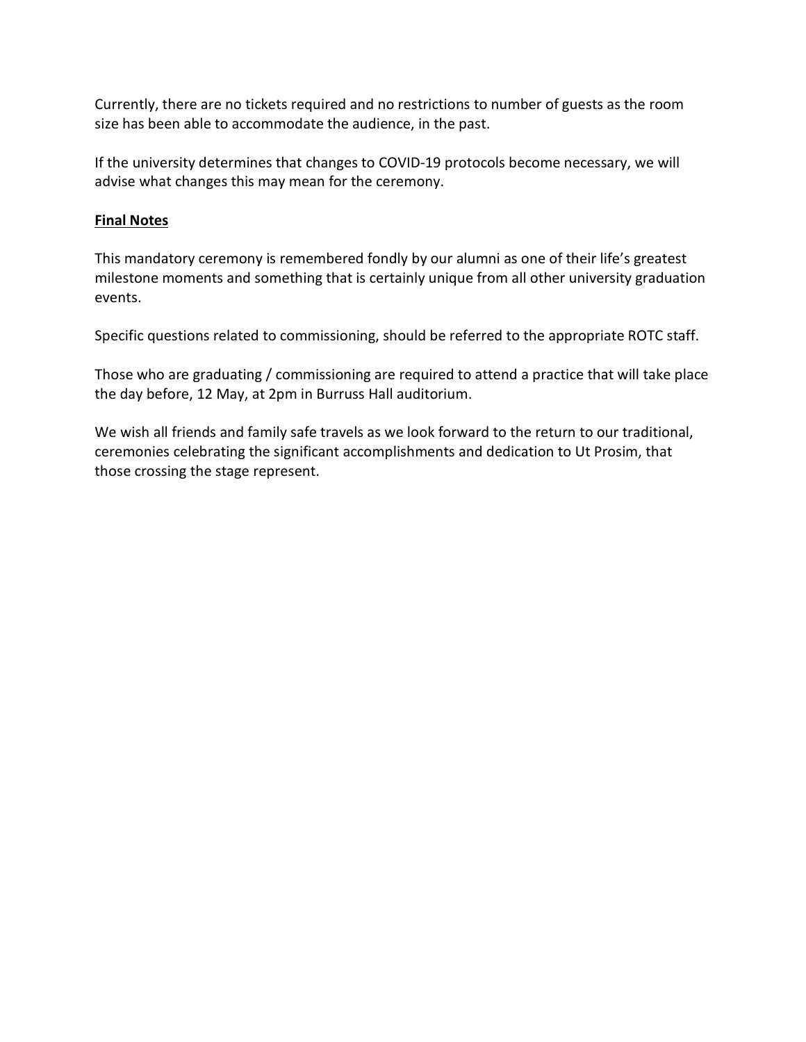Currently, there are no tickets required and no restrictions to number of guests as the room size has been able to accommodate the audience, in the past.

If the university determines that changes to COVID-19 protocols become necessary, we will advise what changes this may mean for the ceremony.

**Final Notes**

This mandatory ceremony is remembered fondly by our alumni as one of their life's greatest milestone moments and something that is certainly unique from all other university graduation events.

Specific questions related to commissioning, should be referred to the appropriate ROTC staff.

Those who are graduating / commissioning are required to attend a practice that will take place the day before, 12 May, at 2pm in Burruss Hall auditorium.

We wish all friends and family safe travels as we look forward to the return to our traditional, ceremonies celebrating the significant accomplishments and dedication to Ut Prosim, that those crossing the stage represent.